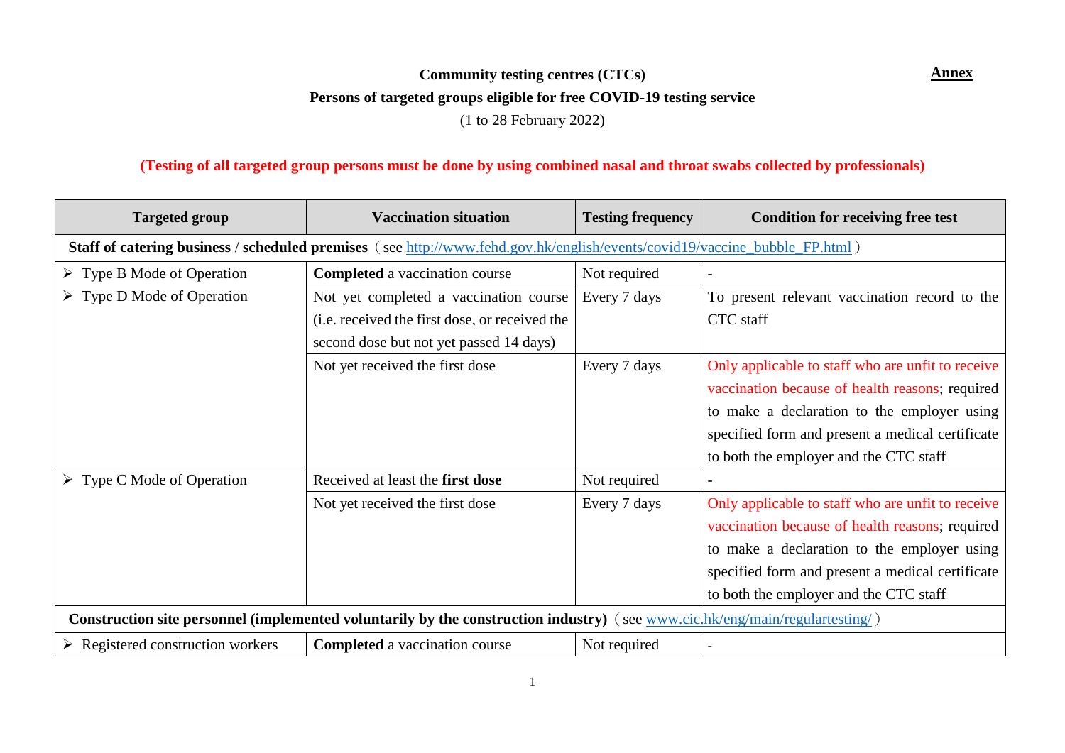**Annex**

**Community testing centres (CTCs)**

**Persons of targeted groups eligible for free COVID-19 testing service**

(1 to 28 February 2022)

**(Testing of all targeted group persons must be done by using combined nasal and throat swabs collected by professionals)**

| Targeted group | Vaccination situation | Testing frequency | Condition for receiving free test |
|---|---|---|---|
| **Staff of catering business / scheduled premises**（see http://www.fehd.gov.hk/english/events/covid19/vaccine_bubble_FP.html） | | | |
| ➢ Type B Mode of Operation<br>➢ Type D Mode of Operation | **Completed** a vaccination course | Not required | - |
| | Not yet completed a vaccination course (i.e. received the first dose, or received the second dose but not yet passed 14 days) | Every 7 days | To present relevant vaccination record to the CTC staff |
| | Not yet received the first dose | Every 7 days | Only applicable to staff who are unfit to receive vaccination because of health reasons; required to make a declaration to the employer using specified form and present a medical certificate to both the employer and the CTC staff |
| ➢ Type C Mode of Operation | Received at least the **first dose** | Not required | - |
| | Not yet received the first dose | Every 7 days | Only applicable to staff who are unfit to receive vaccination because of health reasons; required to make a declaration to the employer using specified form and present a medical certificate to both the employer and the CTC staff |
| **Construction site personnel (implemented voluntarily by the construction industry)**（see www.cic.hk/eng/main/regulartesting/） | | | |
| ➢ Registered construction workers | **Completed** a vaccination course | Not required | - |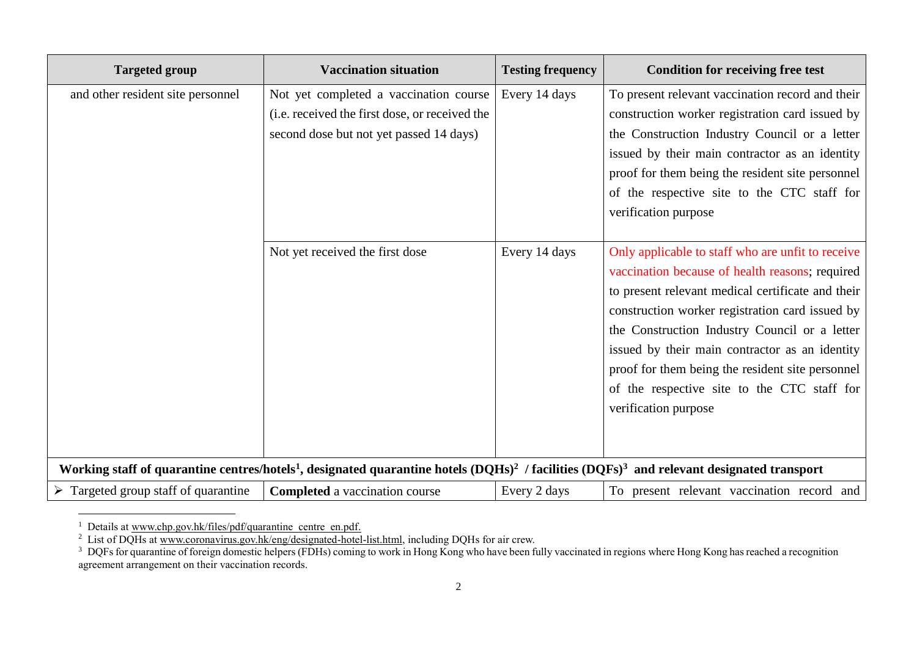| Targeted group | Vaccination situation | Testing frequency | Condition for receiving free test |
|---|---|---|---|
| and other resident site personnel | Not yet completed a vaccination course (i.e. received the first dose, or received the second dose but not yet passed 14 days) | Every 14 days | To present relevant vaccination record and their construction worker registration card issued by the Construction Industry Council or a letter issued by their main contractor as an identity proof for them being the resident site personnel of the respective site to the CTC staff for verification purpose |
| | Not yet received the first dose | Every 14 days | Only applicable to staff who are unfit to receive vaccination because of health reasons; required to present relevant medical certificate and their construction worker registration card issued by the Construction Industry Council or a letter issued by their main contractor as an identity proof for them being the resident site personnel of the respective site to the CTC staff for verification purpose |
| **Working staff of quarantine centres/hotels[1], designated quarantine hotels (DQHs)[2] / facilities (DQFs)[3] and relevant designated transport** | | | |
| ➢ Targeted group staff of quarantine | **Completed** a vaccination course | Every 2 days | To present relevant vaccination record and |

[1] Details at www.chp.gov.hk/files/pdf/quarantine_centre_en.pdf.

[2] List of DQHs at www.coronavirus.gov.hk/eng/designated-hotel-list.html, including DQHs for air crew.

[3] DQFs for quarantine of foreign domestic helpers (FDHs) coming to work in Hong Kong who have been fully vaccinated in regions where Hong Kong has reached a recognition agreement arrangement on their vaccination records.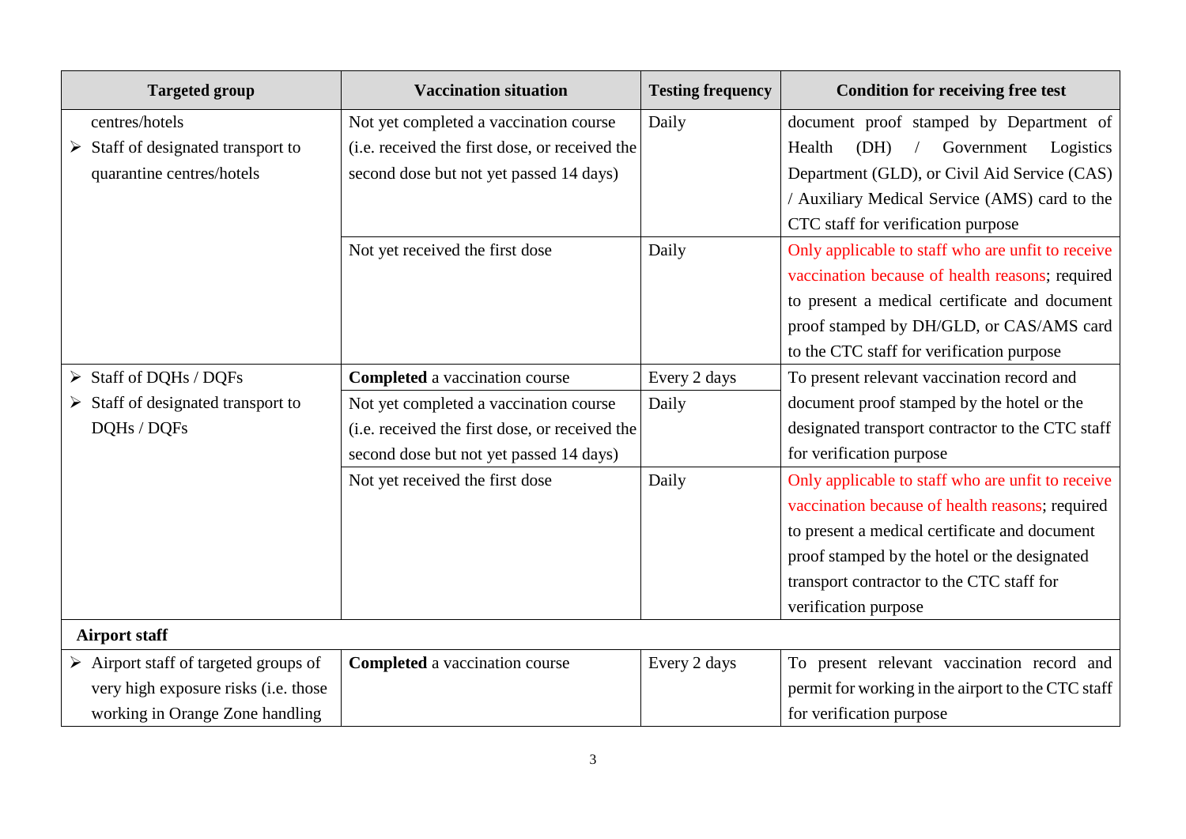| Targeted group | Vaccination situation | Testing frequency | Condition for receiving free test |
| --- | --- | --- | --- |
| centres/hotels<br>➢ Staff of designated transport to quarantine centres/hotels | Not yet completed a vaccination course (i.e. received the first dose, or received the second dose but not yet passed 14 days) | Daily | document proof stamped by Department of Health (DH) / Government Logistics Department (GLD), or Civil Aid Service (CAS) / Auxiliary Medical Service (AMS) card to the CTC staff for verification purpose |
| | Not yet received the first dose | Daily | Only applicable to staff who are unfit to receive vaccination because of health reasons; required to present a medical certificate and document proof stamped by DH/GLD, or CAS/AMS card to the CTC staff for verification purpose |
| ➢ Staff of DQHs / DQFs<br>➢ Staff of designated transport to DQHs / DQFs | **Completed** a vaccination course | Every 2 days | To present relevant vaccination record and document proof stamped by the hotel or the designated transport contractor to the CTC staff for verification purpose |
| | Not yet completed a vaccination course (i.e. received the first dose, or received the second dose but not yet passed 14 days) | Daily | |
| | Not yet received the first dose | Daily | Only applicable to staff who are unfit to receive vaccination because of health reasons; required to present a medical certificate and document proof stamped by the hotel or the designated transport contractor to the CTC staff for verification purpose |
| **Airport staff** | | | |
| ➢ Airport staff of targeted groups of very high exposure risks (i.e. those working in Orange Zone handling | **Completed** a vaccination course | Every 2 days | To present relevant vaccination record and permit for working in the airport to the CTC staff for verification purpose |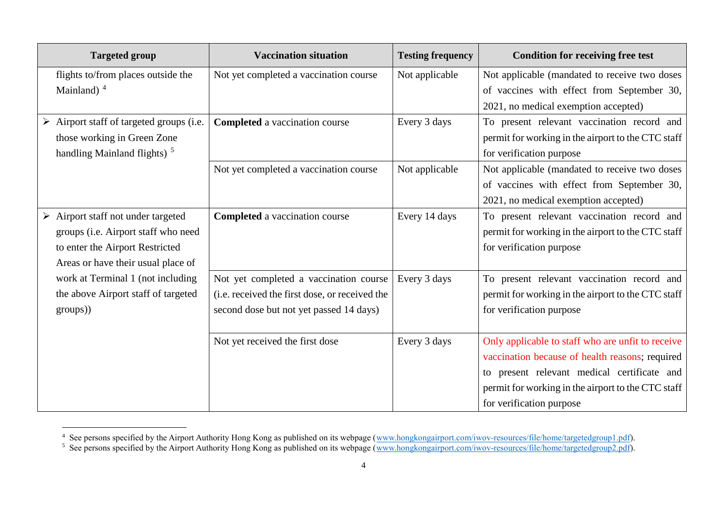| Targeted group | Vaccination situation | Testing frequency | Condition for receiving free test |
|---|---|---|---|
| flights to/from places outside the Mainland) [4] | Not yet completed a vaccination course | Not applicable | Not applicable (mandated to receive two doses of vaccines with effect from September 30, 2021, no medical exemption accepted) |
| ➢ Airport staff of targeted groups (i.e. those working in Green Zone handling Mainland flights) [5] | **Completed** a vaccination course | Every 3 days | To present relevant vaccination record and permit for working in the airport to the CTC staff for verification purpose |
| | Not yet completed a vaccination course | Not applicable | Not applicable (mandated to receive two doses of vaccines with effect from September 30, 2021, no medical exemption accepted) |
| ➢ Airport staff not under targeted groups (i.e. Airport staff who need to enter the Airport Restricted Areas or have their usual place of work at Terminal 1 (not including the above Airport staff of targeted groups)) | **Completed** a vaccination course | Every 14 days | To present relevant vaccination record and permit for working in the airport to the CTC staff for verification purpose |
| | Not yet completed a vaccination course (i.e. received the first dose, or received the second dose but not yet passed 14 days) | Every 3 days | To present relevant vaccination record and permit for working in the airport to the CTC staff for verification purpose |
| | Not yet received the first dose | Every 3 days | Only applicable to staff who are unfit to receive vaccination because of health reasons; required to present relevant medical certificate and permit for working in the airport to the CTC staff for verification purpose |

[4] See persons specified by the Airport Authority Hong Kong as published on its webpage (www.hongkongairport.com/iwov-resources/file/home/targetedgroup1.pdf).

[5] See persons specified by the Airport Authority Hong Kong as published on its webpage (www.hongkongairport.com/iwov-resources/file/home/targetedgroup2.pdf).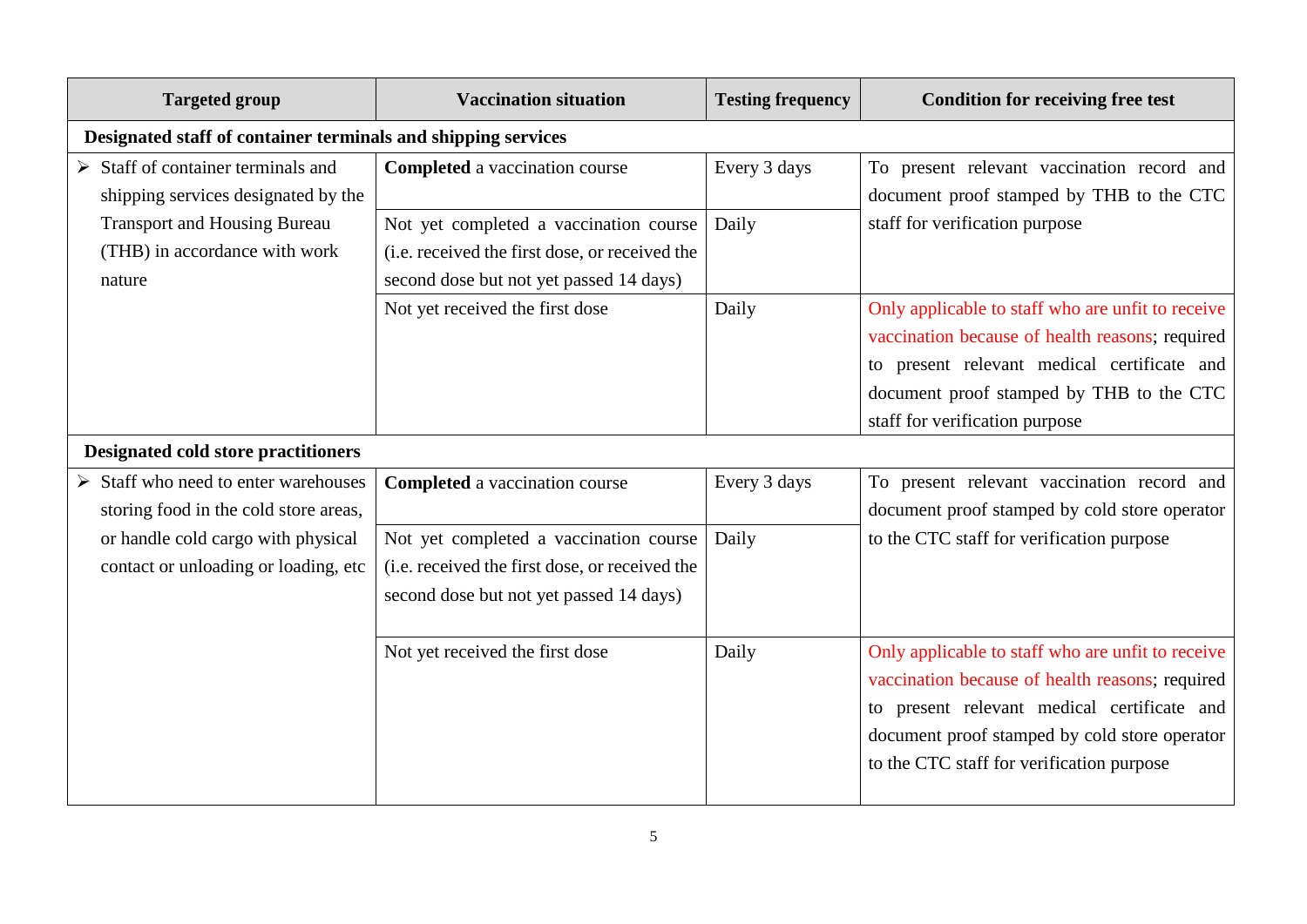| Targeted group | Vaccination situation | Testing frequency | Condition for receiving free test |
|---|---|---|---|
| **Designated staff of container terminals and shipping services** | | | |
| ➢ Staff of container terminals and shipping services designated by the Transport and Housing Bureau (THB) in accordance with work nature | **Completed** a vaccination course | Every 3 days | To present relevant vaccination record and document proof stamped by THB to the CTC staff for verification purpose |
| | Not yet completed a vaccination course (i.e. received the first dose, or received the second dose but not yet passed 14 days) | Daily | |
| | Not yet received the first dose | Daily | Only applicable to staff who are unfit to receive vaccination because of health reasons; required to present relevant medical certificate and document proof stamped by THB to the CTC staff for verification purpose |
| **Designated cold store practitioners** | | | |
| ➢ Staff who need to enter warehouses storing food in the cold store areas, or handle cold cargo with physical contact or unloading or loading, etc | **Completed** a vaccination course | Every 3 days | To present relevant vaccination record and document proof stamped by cold store operator to the CTC staff for verification purpose |
| | Not yet completed a vaccination course (i.e. received the first dose, or received the second dose but not yet passed 14 days) | Daily | |
| | Not yet received the first dose | Daily | Only applicable to staff who are unfit to receive vaccination because of health reasons; required to present relevant medical certificate and document proof stamped by cold store operator to the CTC staff for verification purpose |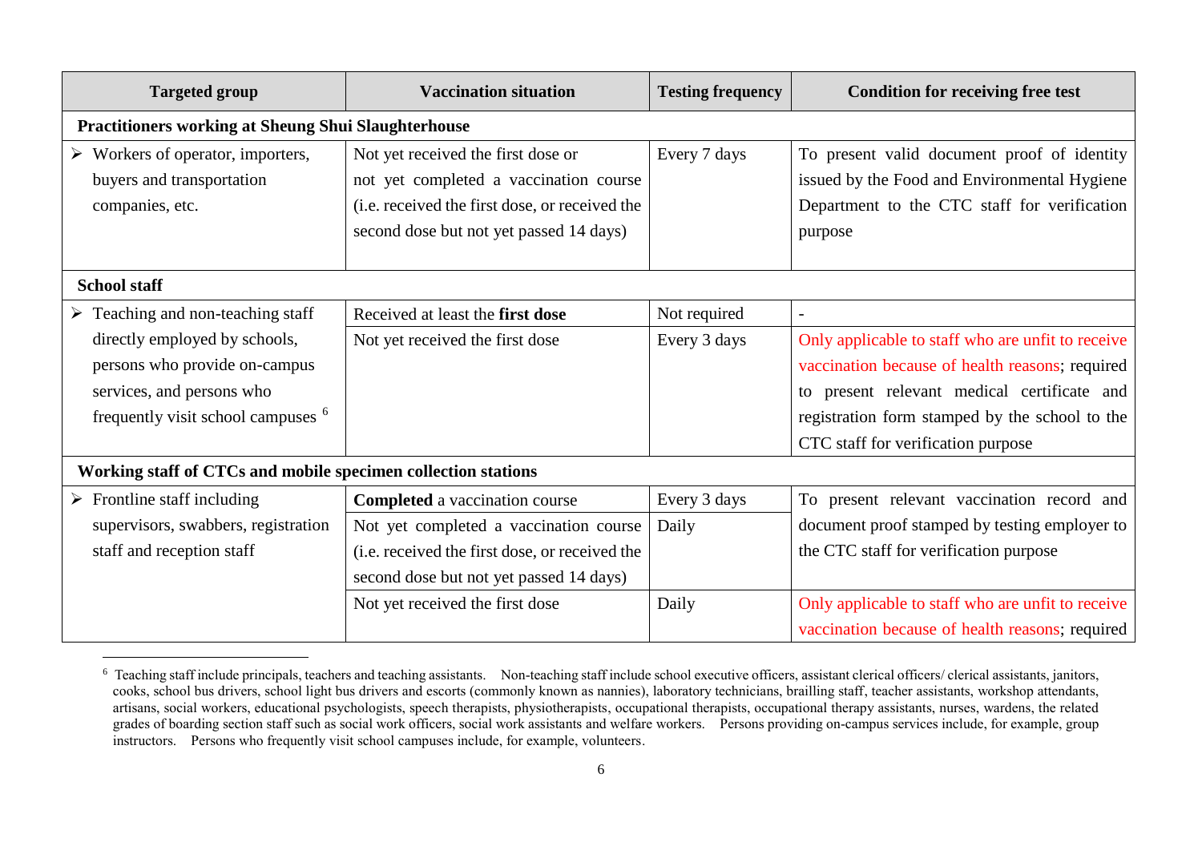| Targeted group | Vaccination situation | Testing frequency | Condition for receiving free test |
|---|---|---|---|
| **Practitioners working at Sheung Shui Slaughterhouse** | | | |
| ➢ Workers of operator, importers, buyers and transportation companies, etc. | Not yet received the first dose or not yet completed a vaccination course (i.e. received the first dose, or received the second dose but not yet passed 14 days) | Every 7 days | To present valid document proof of identity issued by the Food and Environmental Hygiene Department to the CTC staff for verification purpose |
| **School staff** | | | |
| ➢ Teaching and non-teaching staff directly employed by schools, persons who provide on-campus services, and persons who frequently visit school campuses [6] | Received at least the **first dose** | Not required | - |
| | Not yet received the first dose | Every 3 days | Only applicable to staff who are unfit to receive vaccination because of health reasons; required to present relevant medical certificate and registration form stamped by the school to the CTC staff for verification purpose |
| **Working staff of CTCs and mobile specimen collection stations** | | | |
| ➢ Frontline staff including supervisors, swabbers, registration staff and reception staff | **Completed** a vaccination course | Every 3 days | To present relevant vaccination record and document proof stamped by testing employer to the CTC staff for verification purpose |
| | Not yet completed a vaccination course (i.e. received the first dose, or received the second dose but not yet passed 14 days) | Daily | |
| | Not yet received the first dose | Daily | Only applicable to staff who are unfit to receive vaccination because of health reasons; required |

[6] Teaching staff include principals, teachers and teaching assistants. Non-teaching staff include school executive officers, assistant clerical officers/ clerical assistants, janitors, cooks, school bus drivers, school light bus drivers and escorts (commonly known as nannies), laboratory technicians, brailling staff, teacher assistants, workshop attendants, artisans, social workers, educational psychologists, speech therapists, physiotherapists, occupational therapists, occupational therapy assistants, nurses, wardens, the related grades of boarding section staff such as social work officers, social work assistants and welfare workers. Persons providing on-campus services include, for example, group instructors. Persons who frequently visit school campuses include, for example, volunteers.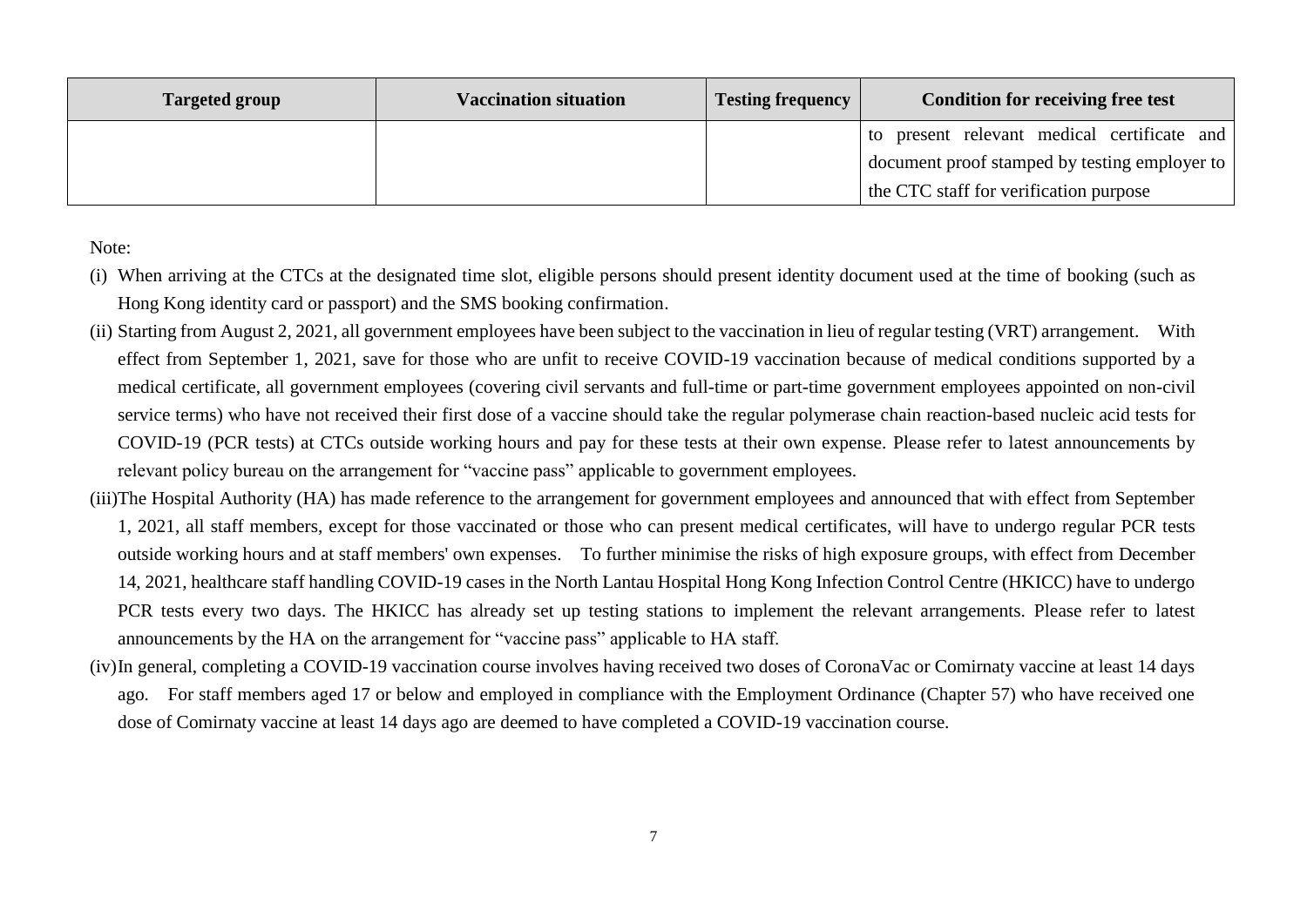| Targeted group | Vaccination situation | Testing frequency | Condition for receiving free test |
|---|---|---|---|
| | | | to present relevant medical certificate and document proof stamped by testing employer to the CTC staff for verification purpose |

Note:

(i) When arriving at the CTCs at the designated time slot, eligible persons should present identity document used at the time of booking (such as Hong Kong identity card or passport) and the SMS booking confirmation.

(ii) Starting from August 2, 2021, all government employees have been subject to the vaccination in lieu of regular testing (VRT) arrangement. With effect from September 1, 2021, save for those who are unfit to receive COVID-19 vaccination because of medical conditions supported by a medical certificate, all government employees (covering civil servants and full-time or part-time government employees appointed on non-civil service terms) who have not received their first dose of a vaccine should take the regular polymerase chain reaction-based nucleic acid tests for COVID-19 (PCR tests) at CTCs outside working hours and pay for these tests at their own expense. Please refer to latest announcements by relevant policy bureau on the arrangement for "vaccine pass" applicable to government employees.

(iii) The Hospital Authority (HA) has made reference to the arrangement for government employees and announced that with effect from September 1, 2021, all staff members, except for those vaccinated or those who can present medical certificates, will have to undergo regular PCR tests outside working hours and at staff members' own expenses. To further minimise the risks of high exposure groups, with effect from December 14, 2021, healthcare staff handling COVID-19 cases in the North Lantau Hospital Hong Kong Infection Control Centre (HKICC) have to undergo PCR tests every two days. The HKICC has already set up testing stations to implement the relevant arrangements. Please refer to latest announcements by the HA on the arrangement for "vaccine pass" applicable to HA staff.

(iv) In general, completing a COVID-19 vaccination course involves having received two doses of CoronaVac or Comirnaty vaccine at least 14 days ago. For staff members aged 17 or below and employed in compliance with the Employment Ordinance (Chapter 57) who have received one dose of Comirnaty vaccine at least 14 days ago are deemed to have completed a COVID-19 vaccination course.